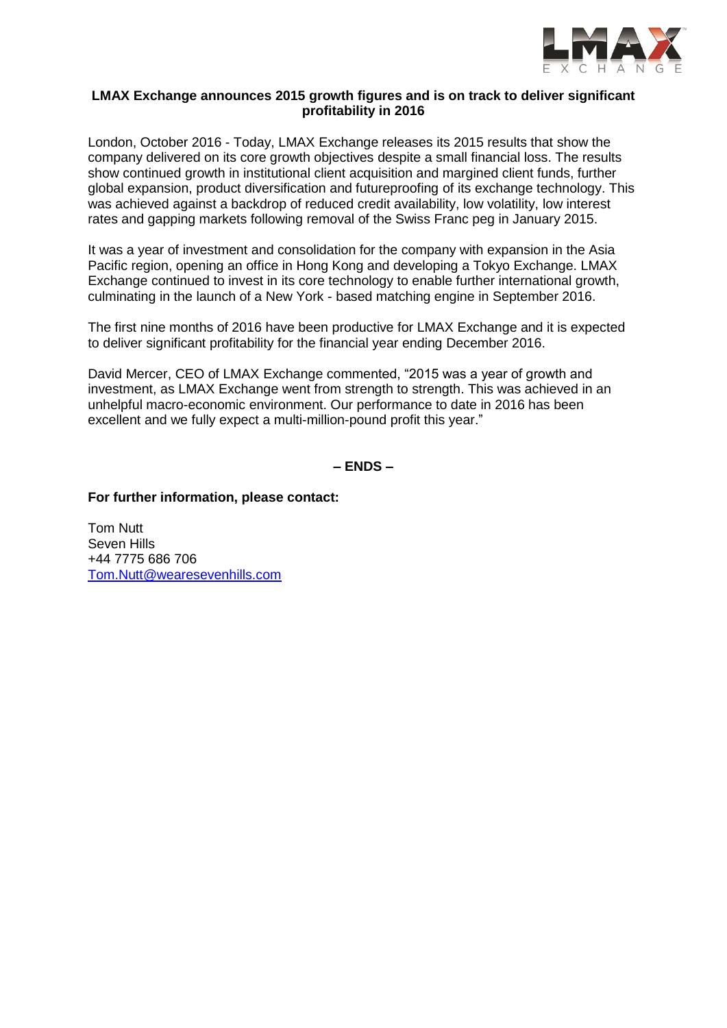**LMAX Exchange announces 2015 growth figures and is on track to deliver significant profitability in 2016**

London, October 2016 - Today, LMAX Exchange releases its 2015 results that show the company delivered on its core growth objectives despite a small financial loss. The results show continued growth in institutional client acquisition and margined client funds, further global expansion, product diversification and futureproofing of its exchange technology. This was achieved against a backdrop of reduced credit availability, low volatility, low interest rates and gapping markets following removal of the Swiss Franc peg in January 2015.

It was a year of investment and consolidation for the company with expansion in the Asia Pacific region, opening an office in Hong Kong and developing a Tokyo Exchange. LMAX Exchange continued to invest in its core technology to enable further international growth, culminating in the launch of a New York - based matching engine in September 2016.

The first nine months of 2016 have been productive for LMAX Exchange and it is expected to deliver significant profitability for the financial year ending December 2016.

David Mercer, CEO of LMAX Exchange commented, "2015 was a year of growth and investment, as LMAX Exchange went from strength to strength. This was achieved in an unhelpful macro-economic environment. Our performance to date in 2016 has been excellent and we fully expect a multi-million-pound profit this year."

**– ENDS –**

**For further information, please contact:**

Tom Nutt
Seven Hills
+44 7775 686 706
Tom.Nutt@wearesevenhills.com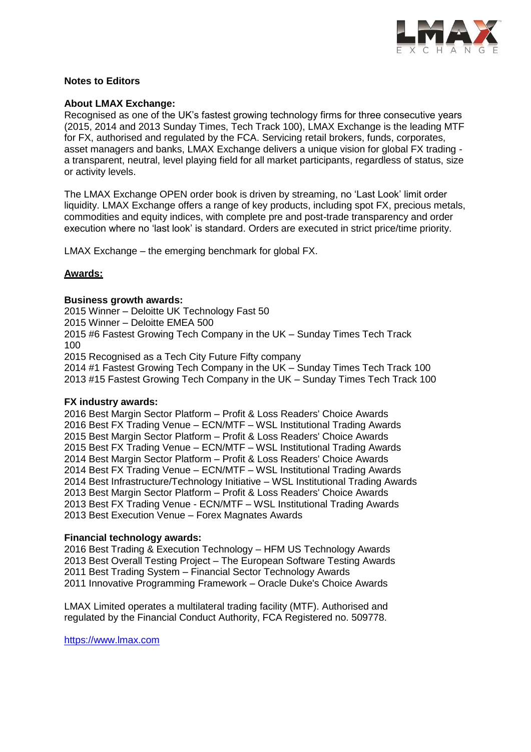**Notes to Editors**

**About LMAX Exchange:**
Recognised as one of the UK's fastest growing technology firms for three consecutive years (2015, 2014 and 2013 Sunday Times, Tech Track 100), LMAX Exchange is the leading MTF for FX, authorised and regulated by the FCA. Servicing retail brokers, funds, corporates, asset managers and banks, LMAX Exchange delivers a unique vision for global FX trading - a transparent, neutral, level playing field for all market participants, regardless of status, size or activity levels.

The LMAX Exchange OPEN order book is driven by streaming, no 'Last Look' limit order liquidity. LMAX Exchange offers a range of key products, including spot FX, precious metals, commodities and equity indices, with complete pre and post-trade transparency and order execution where no 'last look' is standard. Orders are executed in strict price/time priority.

LMAX Exchange – the emerging benchmark for global FX.

**Awards:**

**Business growth awards:**
2015 Winner – Deloitte UK Technology Fast 50
2015 Winner – Deloitte EMEA 500
2015 #6 Fastest Growing Tech Company in the UK – Sunday Times Tech Track 100
2015 Recognised as a Tech City Future Fifty company
2014 #1 Fastest Growing Tech Company in the UK – Sunday Times Tech Track 100
2013 #15 Fastest Growing Tech Company in the UK – Sunday Times Tech Track 100

**FX industry awards:**
2016 Best Margin Sector Platform – Profit & Loss Readers' Choice Awards
2016 Best FX Trading Venue – ECN/MTF – WSL Institutional Trading Awards
2015 Best Margin Sector Platform – Profit & Loss Readers' Choice Awards
2015 Best FX Trading Venue – ECN/MTF – WSL Institutional Trading Awards
2014 Best Margin Sector Platform – Profit & Loss Readers' Choice Awards
2014 Best FX Trading Venue – ECN/MTF – WSL Institutional Trading Awards
2014 Best Infrastructure/Technology Initiative – WSL Institutional Trading Awards
2013 Best Margin Sector Platform – Profit & Loss Readers' Choice Awards
2013 Best FX Trading Venue - ECN/MTF – WSL Institutional Trading Awards
2013 Best Execution Venue – Forex Magnates Awards

**Financial technology awards:**
2016 Best Trading & Execution Technology – HFM US Technology Awards
2013 Best Overall Testing Project – The European Software Testing Awards
2011 Best Trading System – Financial Sector Technology Awards
2011 Innovative Programming Framework – Oracle Duke's Choice Awards

LMAX Limited operates a multilateral trading facility (MTF). Authorised and regulated by the Financial Conduct Authority, FCA Registered no. 509778.

https://www.lmax.com